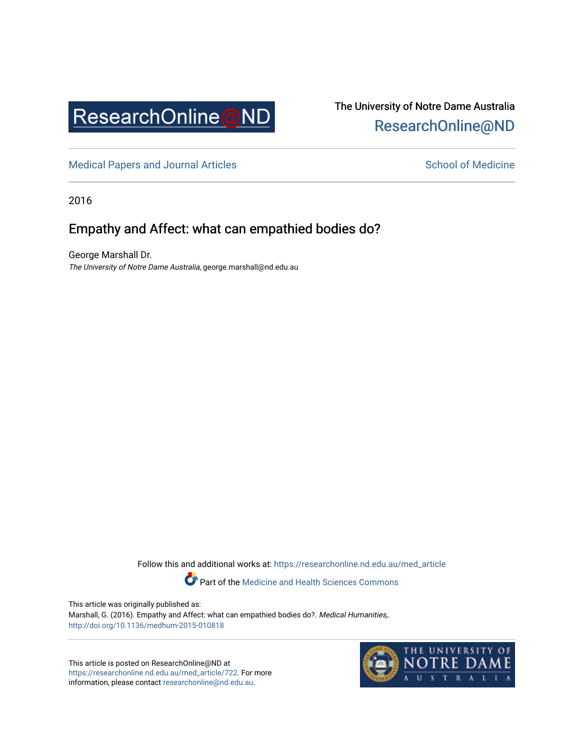ResearchOnline@ND

The University of Notre Dame Australia
ResearchOnline@ND

Medical Papers and Journal Articles | School of Medicine

2016

# Empathy and Affect: what can empathied bodies do?

George Marshall Dr.
*The University of Notre Dame Australia*, george.marshall@nd.edu.au

Follow this and additional works at: https://researchonline.nd.edu.au/med_article

Part of the Medicine and Health Sciences Commons

This article was originally published as:
Marshall, G. (2016). Empathy and Affect: what can empathied bodies do?. *Medical Humanities,*.
http://doi.org/10.1136/medhum-2015-010818

This article is posted on ResearchOnline@ND at https://researchonline.nd.edu.au/med_article/722. For more information, please contact researchonline@nd.edu.au.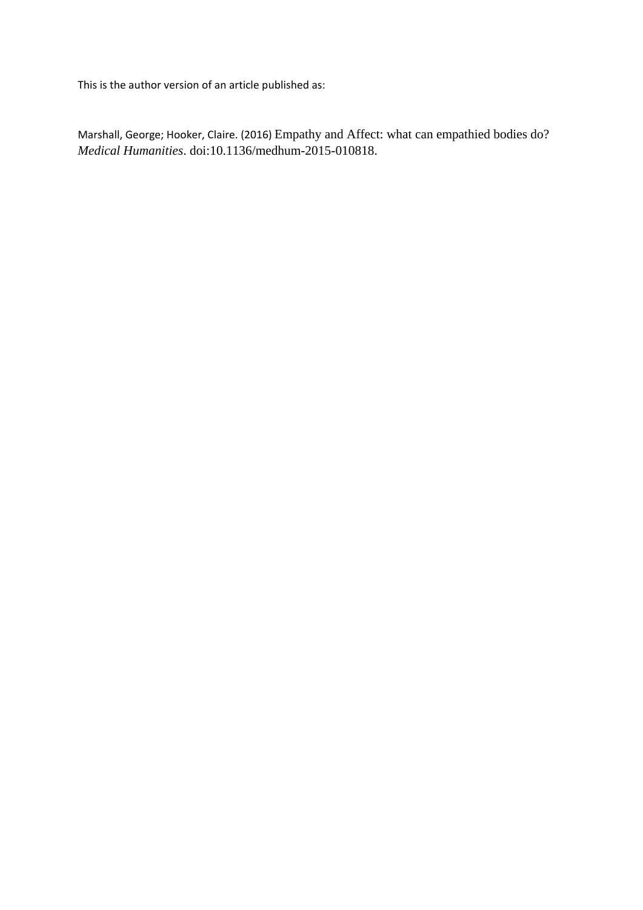This is the author version of an article published as:

Marshall, George; Hooker, Claire. (2016) Empathy and Affect: what can empathied bodies do? *Medical Humanities*. doi:10.1136/medhum-2015-010818.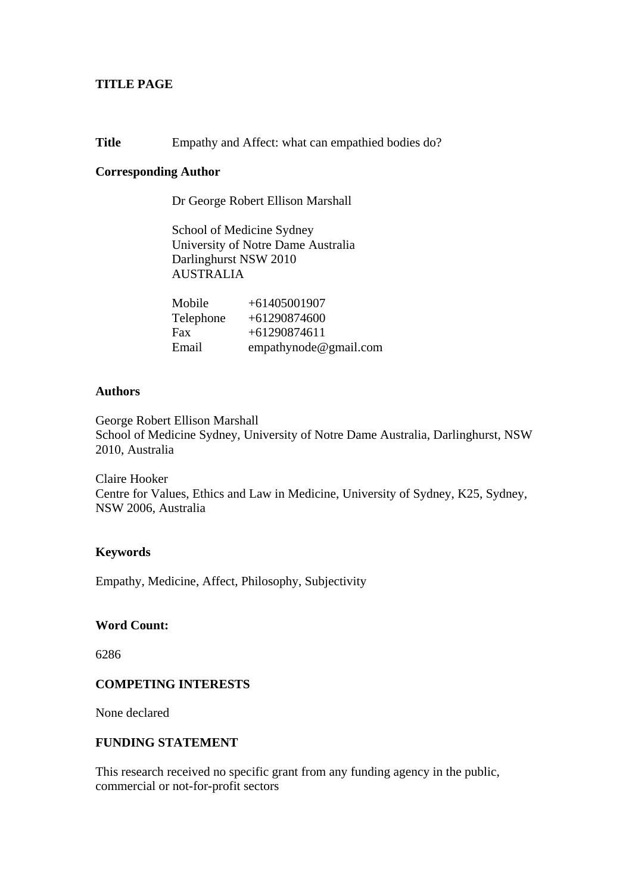**TITLE PAGE**

**Title** Empathy and Affect: what can empathied bodies do?

**Corresponding Author**

Dr George Robert Ellison Marshall

School of Medicine Sydney
University of Notre Dame Australia
Darlinghurst NSW 2010
AUSTRALIA

| | |
|---|---|
| Mobile | +61405001907 |
| Telephone | +61290874600 |
| Fax | +61290874611 |
| Email | empathynode@gmail.com |

**Authors**

George Robert Ellison Marshall
School of Medicine Sydney, University of Notre Dame Australia, Darlinghurst, NSW 2010, Australia

Claire Hooker
Centre for Values, Ethics and Law in Medicine, University of Sydney, K25, Sydney, NSW 2006, Australia

**Keywords**

Empathy, Medicine, Affect, Philosophy, Subjectivity

**Word Count:**

6286

**COMPETING INTERESTS**

None declared

**FUNDING STATEMENT**

This research received no specific grant from any funding agency in the public, commercial or not-for-profit sectors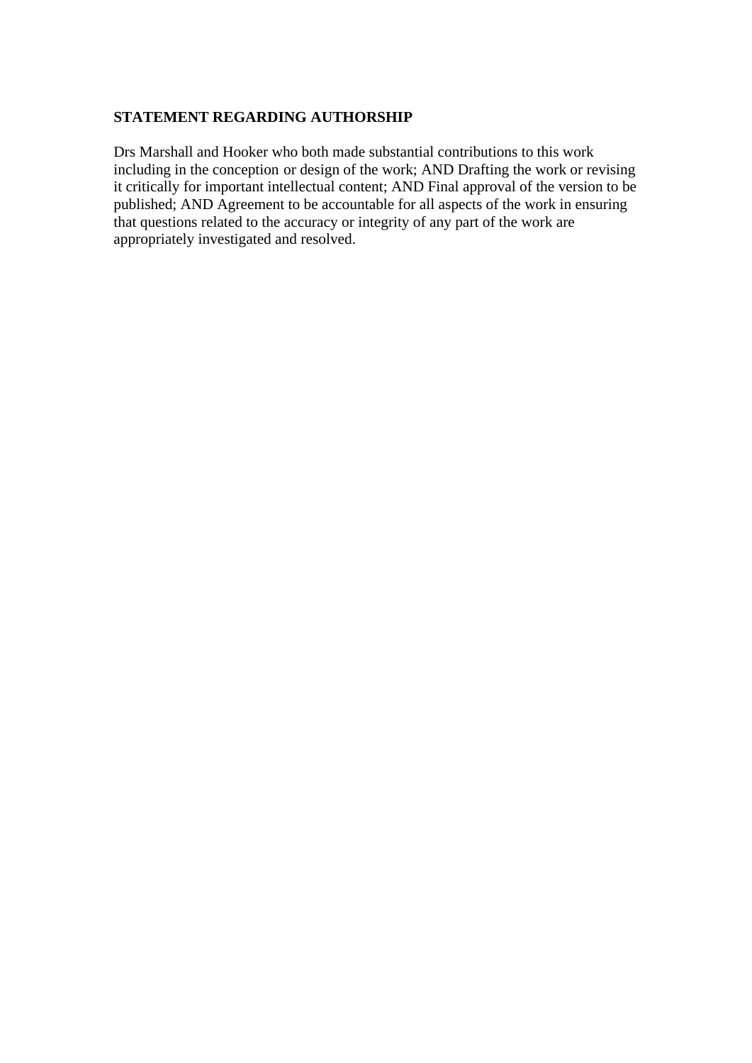**STATEMENT REGARDING AUTHORSHIP**

Drs Marshall and Hooker who both made substantial contributions to this work including in the conception or design of the work; AND Drafting the work or revising it critically for important intellectual content; AND Final approval of the version to be published; AND Agreement to be accountable for all aspects of the work in ensuring that questions related to the accuracy or integrity of any part of the work are appropriately investigated and resolved.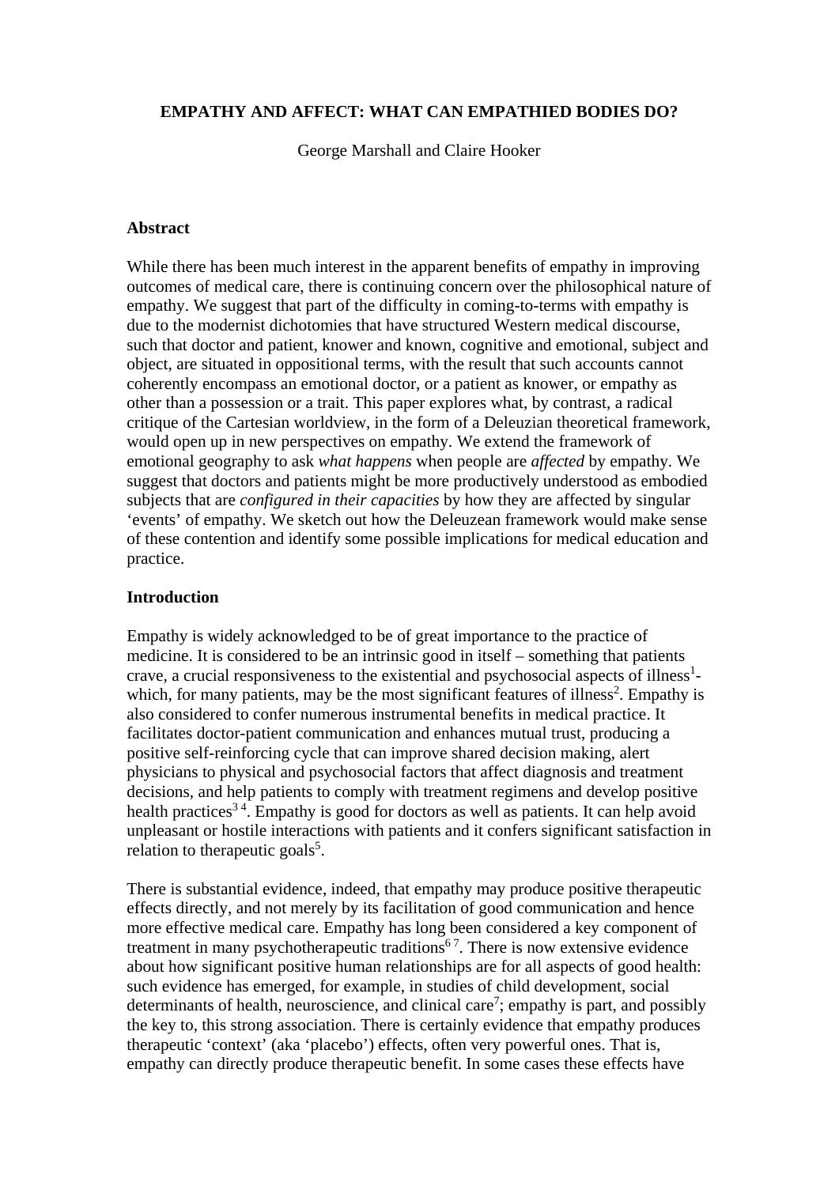**EMPATHY AND AFFECT: WHAT CAN EMPATHIED BODIES DO?**

George Marshall and Claire Hooker

## Abstract

While there has been much interest in the apparent benefits of empathy in improving outcomes of medical care, there is continuing concern over the philosophical nature of empathy. We suggest that part of the difficulty in coming-to-terms with empathy is due to the modernist dichotomies that have structured Western medical discourse, such that doctor and patient, knower and known, cognitive and emotional, subject and object, are situated in oppositional terms, with the result that such accounts cannot coherently encompass an emotional doctor, or a patient as knower, or empathy as other than a possession or a trait. This paper explores what, by contrast, a radical critique of the Cartesian worldview, in the form of a Deleuzian theoretical framework, would open up in new perspectives on empathy. We extend the framework of emotional geography to ask *what happens* when people are *affected* by empathy. We suggest that doctors and patients might be more productively understood as embodied subjects that are *configured in their capacities* by how they are affected by singular 'events' of empathy. We sketch out how the Deleuzean framework would make sense of these contention and identify some possible implications for medical education and practice.

## Introduction

Empathy is widely acknowledged to be of great importance to the practice of medicine. It is considered to be an intrinsic good in itself – something that patients crave, a crucial responsiveness to the existential and psychosocial aspects of illness[1]- which, for many patients, may be the most significant features of illness[2]. Empathy is also considered to confer numerous instrumental benefits in medical practice. It facilitates doctor-patient communication and enhances mutual trust, producing a positive self-reinforcing cycle that can improve shared decision making, alert physicians to physical and psychosocial factors that affect diagnosis and treatment decisions, and help patients to comply with treatment regimens and develop positive health practices[3 4]. Empathy is good for doctors as well as patients. It can help avoid unpleasant or hostile interactions with patients and it confers significant satisfaction in relation to therapeutic goals[5].

There is substantial evidence, indeed, that empathy may produce positive therapeutic effects directly, and not merely by its facilitation of good communication and hence more effective medical care. Empathy has long been considered a key component of treatment in many psychotherapeutic traditions[6 7]. There is now extensive evidence about how significant positive human relationships are for all aspects of good health: such evidence has emerged, for example, in studies of child development, social determinants of health, neuroscience, and clinical care[7]; empathy is part, and possibly the key to, this strong association. There is certainly evidence that empathy produces therapeutic 'context' (aka 'placebo') effects, often very powerful ones. That is, empathy can directly produce therapeutic benefit. In some cases these effects have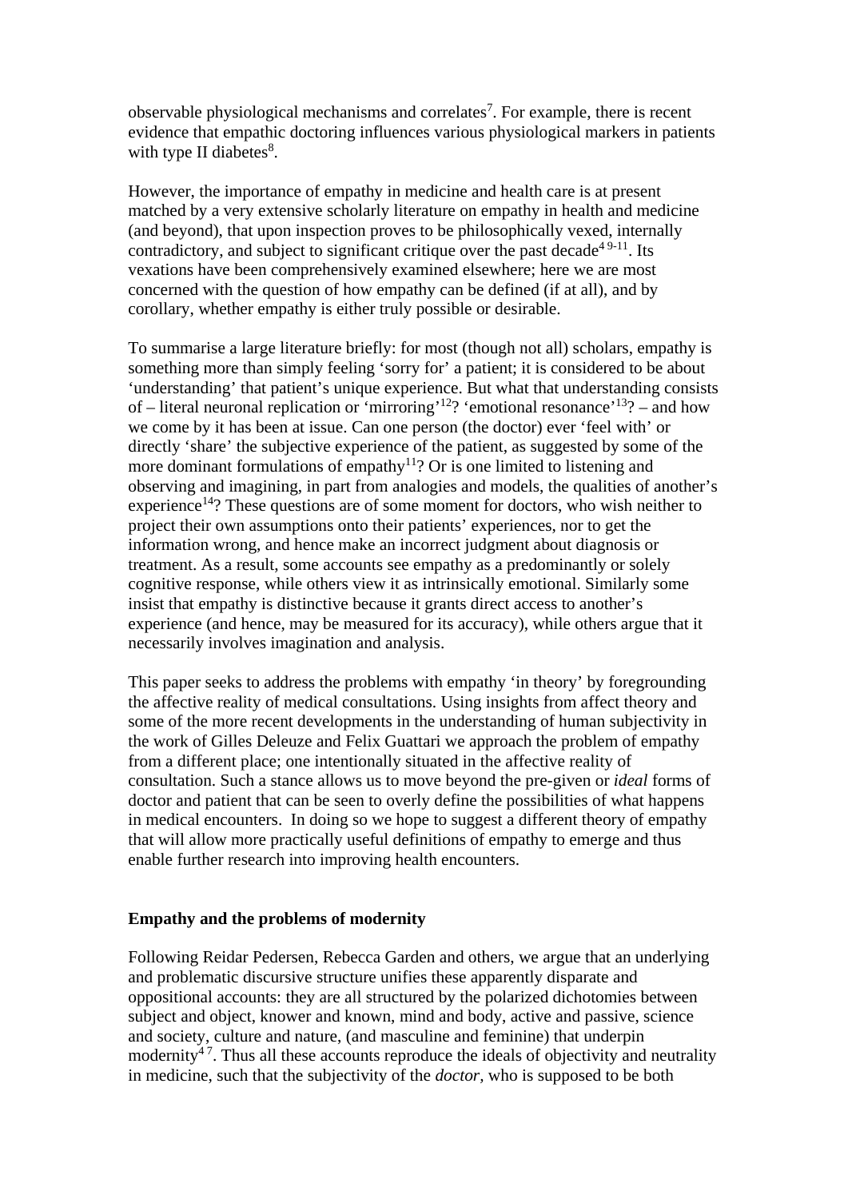observable physiological mechanisms and correlates[7]. For example, there is recent evidence that empathic doctoring influences various physiological markers in patients with type II diabetes[8].

However, the importance of empathy in medicine and health care is at present matched by a very extensive scholarly literature on empathy in health and medicine (and beyond), that upon inspection proves to be philosophically vexed, internally contradictory, and subject to significant critique over the past decade[4 9-11]. Its vexations have been comprehensively examined elsewhere; here we are most concerned with the question of how empathy can be defined (if at all), and by corollary, whether empathy is either truly possible or desirable.

To summarise a large literature briefly: for most (though not all) scholars, empathy is something more than simply feeling 'sorry for' a patient; it is considered to be about 'understanding' that patient's unique experience. But what that understanding consists of – literal neuronal replication or 'mirroring'[12]? 'emotional resonance'[13]? – and how we come by it has been at issue. Can one person (the doctor) ever 'feel with' or directly 'share' the subjective experience of the patient, as suggested by some of the more dominant formulations of empathy[11]? Or is one limited to listening and observing and imagining, in part from analogies and models, the qualities of another's experience[14]? These questions are of some moment for doctors, who wish neither to project their own assumptions onto their patients' experiences, nor to get the information wrong, and hence make an incorrect judgment about diagnosis or treatment. As a result, some accounts see empathy as a predominantly or solely cognitive response, while others view it as intrinsically emotional. Similarly some insist that empathy is distinctive because it grants direct access to another's experience (and hence, may be measured for its accuracy), while others argue that it necessarily involves imagination and analysis.

This paper seeks to address the problems with empathy 'in theory' by foregrounding the affective reality of medical consultations. Using insights from affect theory and some of the more recent developments in the understanding of human subjectivity in the work of Gilles Deleuze and Felix Guattari we approach the problem of empathy from a different place; one intentionally situated in the affective reality of consultation. Such a stance allows us to move beyond the pre-given or *ideal* forms of doctor and patient that can be seen to overly define the possibilities of what happens in medical encounters. In doing so we hope to suggest a different theory of empathy that will allow more practically useful definitions of empathy to emerge and thus enable further research into improving health encounters.

**Empathy and the problems of modernity**

Following Reidar Pedersen, Rebecca Garden and others, we argue that an underlying and problematic discursive structure unifies these apparently disparate and oppositional accounts: they are all structured by the polarized dichotomies between subject and object, knower and known, mind and body, active and passive, science and society, culture and nature, (and masculine and feminine) that underpin modernity[4 7]. Thus all these accounts reproduce the ideals of objectivity and neutrality in medicine, such that the subjectivity of the *doctor*, who is supposed to be both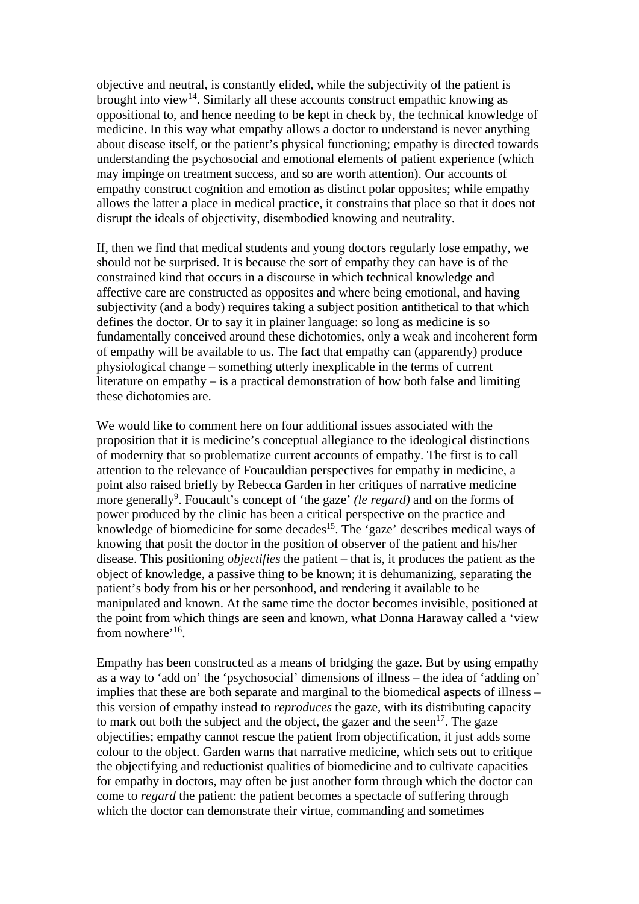objective and neutral, is constantly elided, while the subjectivity of the patient is brought into view[14]. Similarly all these accounts construct empathic knowing as oppositional to, and hence needing to be kept in check by, the technical knowledge of medicine. In this way what empathy allows a doctor to understand is never anything about disease itself, or the patient's physical functioning; empathy is directed towards understanding the psychosocial and emotional elements of patient experience (which may impinge on treatment success, and so are worth attention). Our accounts of empathy construct cognition and emotion as distinct polar opposites; while empathy allows the latter a place in medical practice, it constrains that place so that it does not disrupt the ideals of objectivity, disembodied knowing and neutrality.

If, then we find that medical students and young doctors regularly lose empathy, we should not be surprised. It is because the sort of empathy they can have is of the constrained kind that occurs in a discourse in which technical knowledge and affective care are constructed as opposites and where being emotional, and having subjectivity (and a body) requires taking a subject position antithetical to that which defines the doctor. Or to say it in plainer language: so long as medicine is so fundamentally conceived around these dichotomies, only a weak and incoherent form of empathy will be available to us. The fact that empathy can (apparently) produce physiological change – something utterly inexplicable in the terms of current literature on empathy – is a practical demonstration of how both false and limiting these dichotomies are.

We would like to comment here on four additional issues associated with the proposition that it is medicine's conceptual allegiance to the ideological distinctions of modernity that so problematize current accounts of empathy. The first is to call attention to the relevance of Foucauldian perspectives for empathy in medicine, a point also raised briefly by Rebecca Garden in her critiques of narrative medicine more generally[9]. Foucault's concept of 'the gaze' *(le regard)* and on the forms of power produced by the clinic has been a critical perspective on the practice and knowledge of biomedicine for some decades[15]. The 'gaze' describes medical ways of knowing that posit the doctor in the position of observer of the patient and his/her disease. This positioning *objectifies* the patient – that is, it produces the patient as the object of knowledge, a passive thing to be known; it is dehumanizing, separating the patient's body from his or her personhood, and rendering it available to be manipulated and known. At the same time the doctor becomes invisible, positioned at the point from which things are seen and known, what Donna Haraway called a 'view from nowhere'[16].

Empathy has been constructed as a means of bridging the gaze. But by using empathy as a way to 'add on' the 'psychosocial' dimensions of illness – the idea of 'adding on' implies that these are both separate and marginal to the biomedical aspects of illness – this version of empathy instead to *reproduces* the gaze, with its distributing capacity to mark out both the subject and the object, the gazer and the seen[17]. The gaze objectifies; empathy cannot rescue the patient from objectification, it just adds some colour to the object. Garden warns that narrative medicine, which sets out to critique the objectifying and reductionist qualities of biomedicine and to cultivate capacities for empathy in doctors, may often be just another form through which the doctor can come to *regard* the patient: the patient becomes a spectacle of suffering through which the doctor can demonstrate their virtue, commanding and sometimes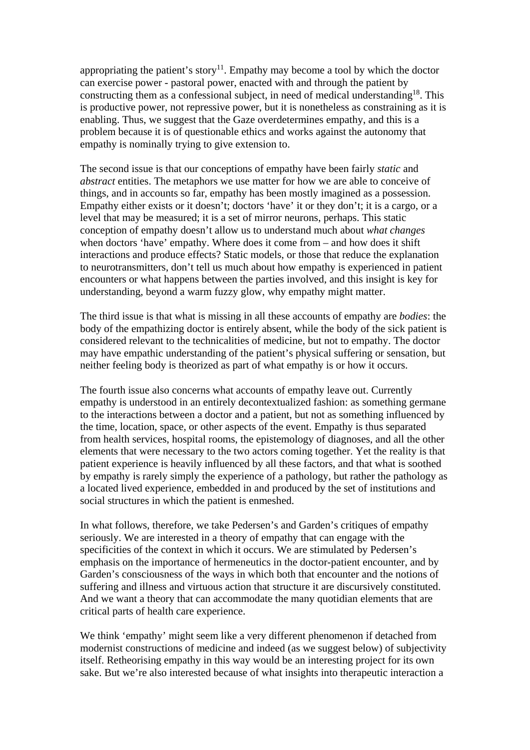appropriating the patient's story[11]. Empathy may become a tool by which the doctor can exercise power - pastoral power, enacted with and through the patient by constructing them as a confessional subject, in need of medical understanding[18]. This is productive power, not repressive power, but it is nonetheless as constraining as it is enabling. Thus, we suggest that the Gaze overdetermines empathy, and this is a problem because it is of questionable ethics and works against the autonomy that empathy is nominally trying to give extension to.

The second issue is that our conceptions of empathy have been fairly *static* and *abstract* entities. The metaphors we use matter for how we are able to conceive of things, and in accounts so far, empathy has been mostly imagined as a possession. Empathy either exists or it doesn't; doctors 'have' it or they don't; it is a cargo, or a level that may be measured; it is a set of mirror neurons, perhaps. This static conception of empathy doesn't allow us to understand much about *what changes* when doctors 'have' empathy. Where does it come from – and how does it shift interactions and produce effects? Static models, or those that reduce the explanation to neurotransmitters, don't tell us much about how empathy is experienced in patient encounters or what happens between the parties involved, and this insight is key for understanding, beyond a warm fuzzy glow, why empathy might matter.

The third issue is that what is missing in all these accounts of empathy are *bodies*: the body of the empathizing doctor is entirely absent, while the body of the sick patient is considered relevant to the technicalities of medicine, but not to empathy. The doctor may have empathic understanding of the patient's physical suffering or sensation, but neither feeling body is theorized as part of what empathy is or how it occurs.

The fourth issue also concerns what accounts of empathy leave out. Currently empathy is understood in an entirely decontextualized fashion: as something germane to the interactions between a doctor and a patient, but not as something influenced by the time, location, space, or other aspects of the event. Empathy is thus separated from health services, hospital rooms, the epistemology of diagnoses, and all the other elements that were necessary to the two actors coming together. Yet the reality is that patient experience is heavily influenced by all these factors, and that what is soothed by empathy is rarely simply the experience of a pathology, but rather the pathology as a located lived experience, embedded in and produced by the set of institutions and social structures in which the patient is enmeshed.

In what follows, therefore, we take Pedersen's and Garden's critiques of empathy seriously. We are interested in a theory of empathy that can engage with the specificities of the context in which it occurs. We are stimulated by Pedersen's emphasis on the importance of hermeneutics in the doctor-patient encounter, and by Garden's consciousness of the ways in which both that encounter and the notions of suffering and illness and virtuous action that structure it are discursively constituted. And we want a theory that can accommodate the many quotidian elements that are critical parts of health care experience.

We think 'empathy' might seem like a very different phenomenon if detached from modernist constructions of medicine and indeed (as we suggest below) of subjectivity itself. Retheorising empathy in this way would be an interesting project for its own sake. But we're also interested because of what insights into therapeutic interaction a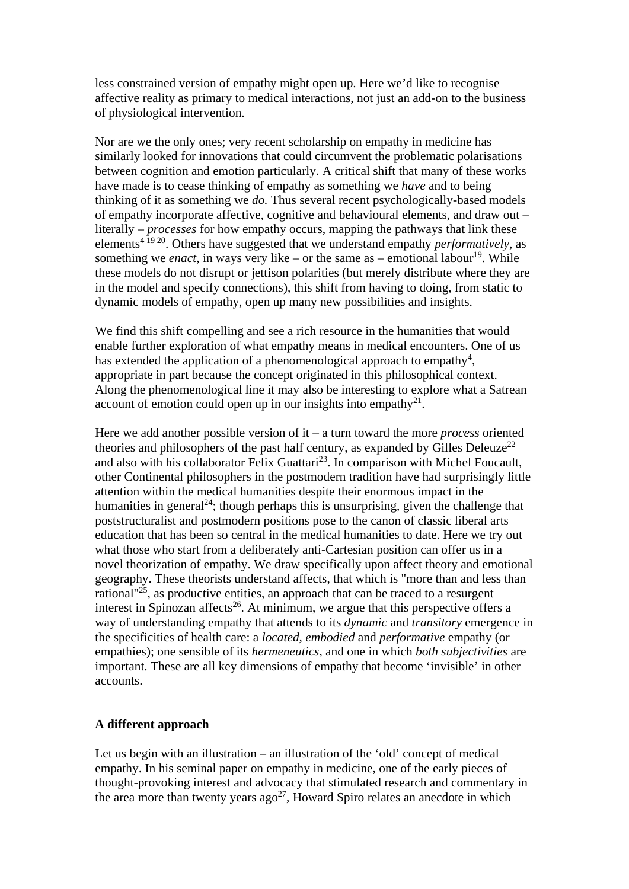less constrained version of empathy might open up. Here we'd like to recognise affective reality as primary to medical interactions, not just an add-on to the business of physiological intervention.

Nor are we the only ones; very recent scholarship on empathy in medicine has similarly looked for innovations that could circumvent the problematic polarisations between cognition and emotion particularly. A critical shift that many of these works have made is to cease thinking of empathy as something we *have* and to being thinking of it as something we *do.* Thus several recent psychologically-based models of empathy incorporate affective, cognitive and behavioural elements, and draw out – literally – *processes* for how empathy occurs, mapping the pathways that link these elements[4 19 20]. Others have suggested that we understand empathy *performatively*, as something we *enact*, in ways very like – or the same as – emotional labour[19]. While these models do not disrupt or jettison polarities (but merely distribute where they are in the model and specify connections), this shift from having to doing, from static to dynamic models of empathy, open up many new possibilities and insights.

We find this shift compelling and see a rich resource in the humanities that would enable further exploration of what empathy means in medical encounters. One of us has extended the application of a phenomenological approach to empathy[4], appropriate in part because the concept originated in this philosophical context. Along the phenomenological line it may also be interesting to explore what a Satrean account of emotion could open up in our insights into empathy[21].

Here we add another possible version of it – a turn toward the more *process* oriented theories and philosophers of the past half century, as expanded by Gilles Deleuze[22] and also with his collaborator Felix Guattari[23]. In comparison with Michel Foucault, other Continental philosophers in the postmodern tradition have had surprisingly little attention within the medical humanities despite their enormous impact in the humanities in general[24]; though perhaps this is unsurprising, given the challenge that poststructuralist and postmodern positions pose to the canon of classic liberal arts education that has been so central in the medical humanities to date. Here we try out what those who start from a deliberately anti-Cartesian position can offer us in a novel theorization of empathy. We draw specifically upon affect theory and emotional geography. These theorists understand affects, that which is "more than and less than rational"[25], as productive entities, an approach that can be traced to a resurgent interest in Spinozan affects[26]. At minimum, we argue that this perspective offers a way of understanding empathy that attends to its *dynamic* and *transitory* emergence in the specificities of health care: a *located, embodied* and *performative* empathy (or empathies); one sensible of its *hermeneutics*, and one in which *both subjectivities* are important. These are all key dimensions of empathy that become 'invisible' in other accounts.

## A different approach

Let us begin with an illustration – an illustration of the 'old' concept of medical empathy. In his seminal paper on empathy in medicine, one of the early pieces of thought-provoking interest and advocacy that stimulated research and commentary in the area more than twenty years ago[27], Howard Spiro relates an anecdote in which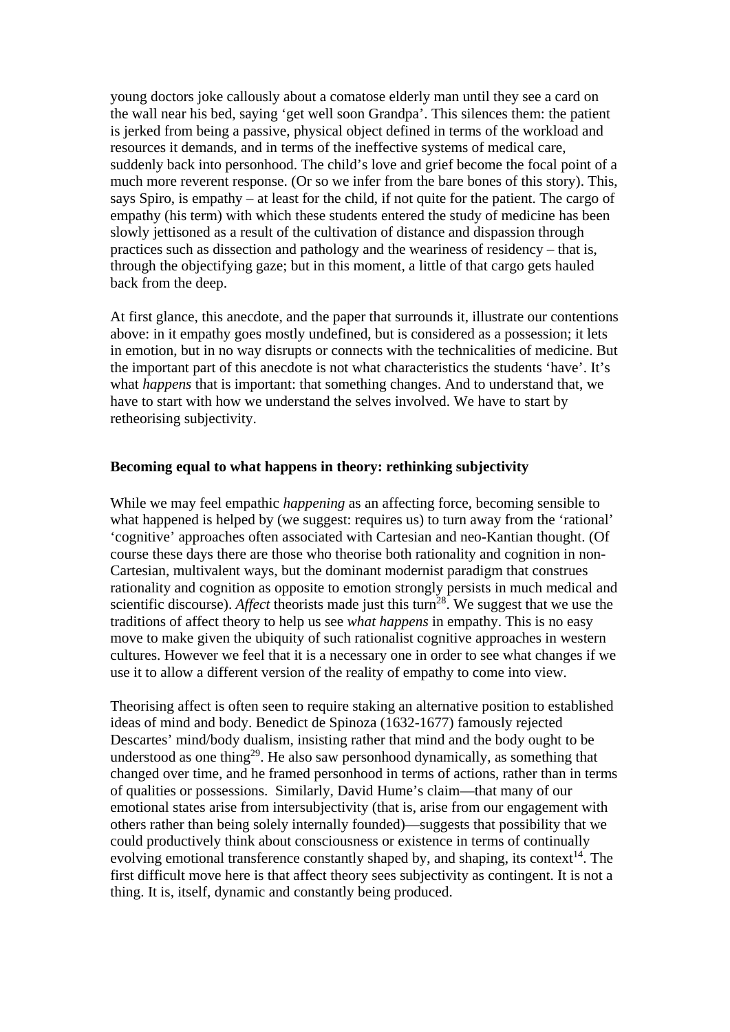young doctors joke callously about a comatose elderly man until they see a card on the wall near his bed, saying 'get well soon Grandpa'. This silences them: the patient is jerked from being a passive, physical object defined in terms of the workload and resources it demands, and in terms of the ineffective systems of medical care, suddenly back into personhood. The child's love and grief become the focal point of a much more reverent response. (Or so we infer from the bare bones of this story). This, says Spiro, is empathy – at least for the child, if not quite for the patient. The cargo of empathy (his term) with which these students entered the study of medicine has been slowly jettisoned as a result of the cultivation of distance and dispassion through practices such as dissection and pathology and the weariness of residency – that is, through the objectifying gaze; but in this moment, a little of that cargo gets hauled back from the deep.

At first glance, this anecdote, and the paper that surrounds it, illustrate our contentions above: in it empathy goes mostly undefined, but is considered as a possession; it lets in emotion, but in no way disrupts or connects with the technicalities of medicine. But the important part of this anecdote is not what characteristics the students 'have'. It's what *happens* that is important: that something changes. And to understand that, we have to start with how we understand the selves involved. We have to start by retheorising subjectivity.

### Becoming equal to what happens in theory: rethinking subjectivity

While we may feel empathic *happening* as an affecting force, becoming sensible to what happened is helped by (we suggest: requires us) to turn away from the 'rational' 'cognitive' approaches often associated with Cartesian and neo-Kantian thought. (Of course these days there are those who theorise both rationality and cognition in non-Cartesian, multivalent ways, but the dominant modernist paradigm that construes rationality and cognition as opposite to emotion strongly persists in much medical and scientific discourse). *Affect* theorists made just this turn[28]. We suggest that we use the traditions of affect theory to help us see *what happens* in empathy. This is no easy move to make given the ubiquity of such rationalist cognitive approaches in western cultures. However we feel that it is a necessary one in order to see what changes if we use it to allow a different version of the reality of empathy to come into view.

Theorising affect is often seen to require staking an alternative position to established ideas of mind and body. Benedict de Spinoza (1632-1677) famously rejected Descartes' mind/body dualism, insisting rather that mind and the body ought to be understood as one thing[29]. He also saw personhood dynamically, as something that changed over time, and he framed personhood in terms of actions, rather than in terms of qualities or possessions. Similarly, David Hume's claim—that many of our emotional states arise from intersubjectivity (that is, arise from our engagement with others rather than being solely internally founded)—suggests that possibility that we could productively think about consciousness or existence in terms of continually evolving emotional transference constantly shaped by, and shaping, its context[14]. The first difficult move here is that affect theory sees subjectivity as contingent. It is not a thing. It is, itself, dynamic and constantly being produced.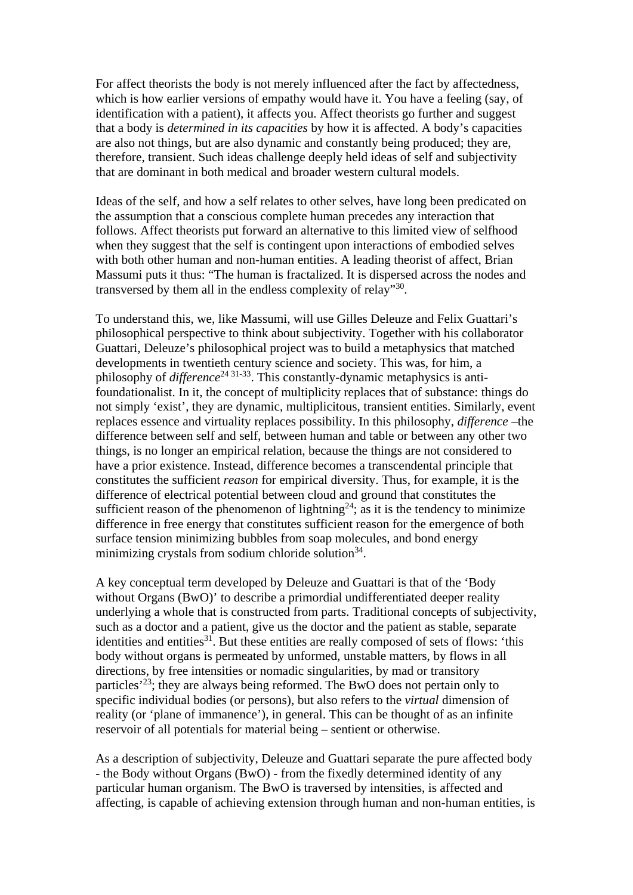For affect theorists the body is not merely influenced after the fact by affectedness, which is how earlier versions of empathy would have it. You have a feeling (say, of identification with a patient), it affects you. Affect theorists go further and suggest that a body is *determined in its capacities* by how it is affected. A body's capacities are also not things, but are also dynamic and constantly being produced; they are, therefore, transient. Such ideas challenge deeply held ideas of self and subjectivity that are dominant in both medical and broader western cultural models.

Ideas of the self, and how a self relates to other selves, have long been predicated on the assumption that a conscious complete human precedes any interaction that follows. Affect theorists put forward an alternative to this limited view of selfhood when they suggest that the self is contingent upon interactions of embodied selves with both other human and non-human entities. A leading theorist of affect, Brian Massumi puts it thus: "The human is fractalized. It is dispersed across the nodes and transversed by them all in the endless complexity of relay"[30].

To understand this, we, like Massumi, will use Gilles Deleuze and Felix Guattari's philosophical perspective to think about subjectivity. Together with his collaborator Guattari, Deleuze's philosophical project was to build a metaphysics that matched developments in twentieth century science and society. This was, for him, a philosophy of *difference*[24 31-33]. This constantly-dynamic metaphysics is anti-foundationalist. In it, the concept of multiplicity replaces that of substance: things do not simply 'exist', they are dynamic, multiplicitous, transient entities. Similarly, event replaces essence and virtuality replaces possibility. In this philosophy, *difference* –the difference between self and self, between human and table or between any other two things, is no longer an empirical relation, because the things are not considered to have a prior existence. Instead, difference becomes a transcendental principle that constitutes the sufficient *reason* for empirical diversity. Thus, for example, it is the difference of electrical potential between cloud and ground that constitutes the sufficient reason of the phenomenon of lightning[24]; as it is the tendency to minimize difference in free energy that constitutes sufficient reason for the emergence of both surface tension minimizing bubbles from soap molecules, and bond energy minimizing crystals from sodium chloride solution[34].

A key conceptual term developed by Deleuze and Guattari is that of the 'Body without Organs (BwO)' to describe a primordial undifferentiated deeper reality underlying a whole that is constructed from parts. Traditional concepts of subjectivity, such as a doctor and a patient, give us the doctor and the patient as stable, separate identities and entities[31]. But these entities are really composed of sets of flows: 'this body without organs is permeated by unformed, unstable matters, by flows in all directions, by free intensities or nomadic singularities, by mad or transitory particles'[23]; they are always being reformed. The BwO does not pertain only to specific individual bodies (or persons), but also refers to the *virtual* dimension of reality (or 'plane of immanence'), in general. This can be thought of as an infinite reservoir of all potentials for material being – sentient or otherwise.

As a description of subjectivity, Deleuze and Guattari separate the pure affected body - the Body without Organs (BwO) - from the fixedly determined identity of any particular human organism. The BwO is traversed by intensities, is affected and affecting, is capable of achieving extension through human and non-human entities, is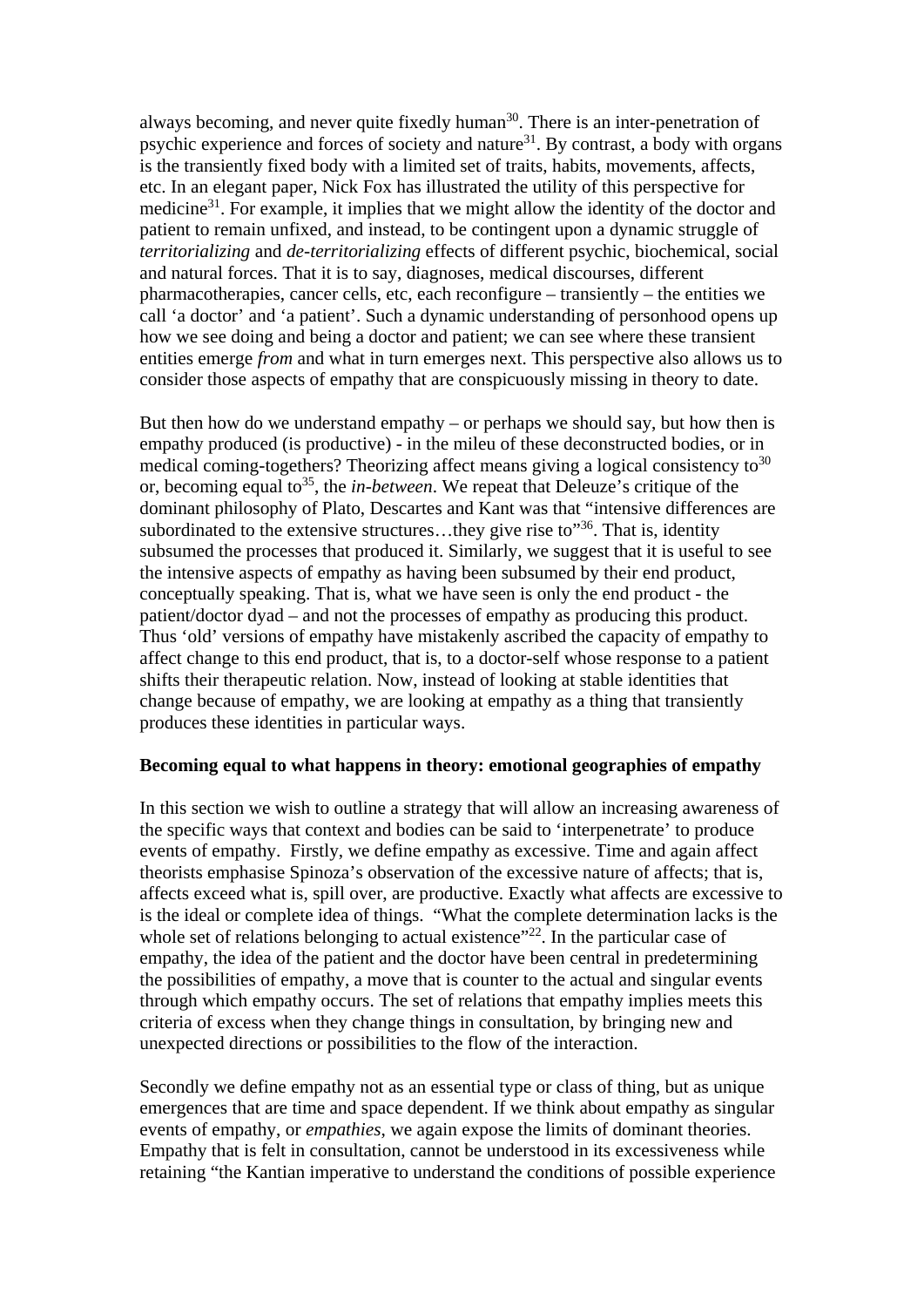always becoming, and never quite fixedly human[30]. There is an inter-penetration of psychic experience and forces of society and nature[31]. By contrast, a body with organs is the transiently fixed body with a limited set of traits, habits, movements, affects, etc. In an elegant paper, Nick Fox has illustrated the utility of this perspective for medicine[31]. For example, it implies that we might allow the identity of the doctor and patient to remain unfixed, and instead, to be contingent upon a dynamic struggle of *territorializing* and *de-territorializing* effects of different psychic, biochemical, social and natural forces. That it is to say, diagnoses, medical discourses, different pharmacotherapies, cancer cells, etc, each reconfigure – transiently – the entities we call 'a doctor' and 'a patient'. Such a dynamic understanding of personhood opens up how we see doing and being a doctor and patient; we can see where these transient entities emerge *from* and what in turn emerges next. This perspective also allows us to consider those aspects of empathy that are conspicuously missing in theory to date.

But then how do we understand empathy – or perhaps we should say, but how then is empathy produced (is productive) - in the mileu of these deconstructed bodies, or in medical coming-togethers? Theorizing affect means giving a logical consistency to[30] or, becoming equal to[35], the *in-between*. We repeat that Deleuze's critique of the dominant philosophy of Plato, Descartes and Kant was that "intensive differences are subordinated to the extensive structures…they give rise to"[36]. That is, identity subsumed the processes that produced it. Similarly, we suggest that it is useful to see the intensive aspects of empathy as having been subsumed by their end product, conceptually speaking. That is, what we have seen is only the end product - the patient/doctor dyad – and not the processes of empathy as producing this product. Thus 'old' versions of empathy have mistakenly ascribed the capacity of empathy to affect change to this end product, that is, to a doctor-self whose response to a patient shifts their therapeutic relation. Now, instead of looking at stable identities that change because of empathy, we are looking at empathy as a thing that transiently produces these identities in particular ways.

**Becoming equal to what happens in theory: emotional geographies of empathy**

In this section we wish to outline a strategy that will allow an increasing awareness of the specific ways that context and bodies can be said to 'interpenetrate' to produce events of empathy. Firstly, we define empathy as excessive. Time and again affect theorists emphasise Spinoza's observation of the excessive nature of affects; that is, affects exceed what is, spill over, are productive. Exactly what affects are excessive to is the ideal or complete idea of things. "What the complete determination lacks is the whole set of relations belonging to actual existence"[22]. In the particular case of empathy, the idea of the patient and the doctor have been central in predetermining the possibilities of empathy, a move that is counter to the actual and singular events through which empathy occurs. The set of relations that empathy implies meets this criteria of excess when they change things in consultation, by bringing new and unexpected directions or possibilities to the flow of the interaction.

Secondly we define empathy not as an essential type or class of thing, but as unique emergences that are time and space dependent. If we think about empathy as singular events of empathy, or *empathies*, we again expose the limits of dominant theories. Empathy that is felt in consultation, cannot be understood in its excessiveness while retaining "the Kantian imperative to understand the conditions of possible experience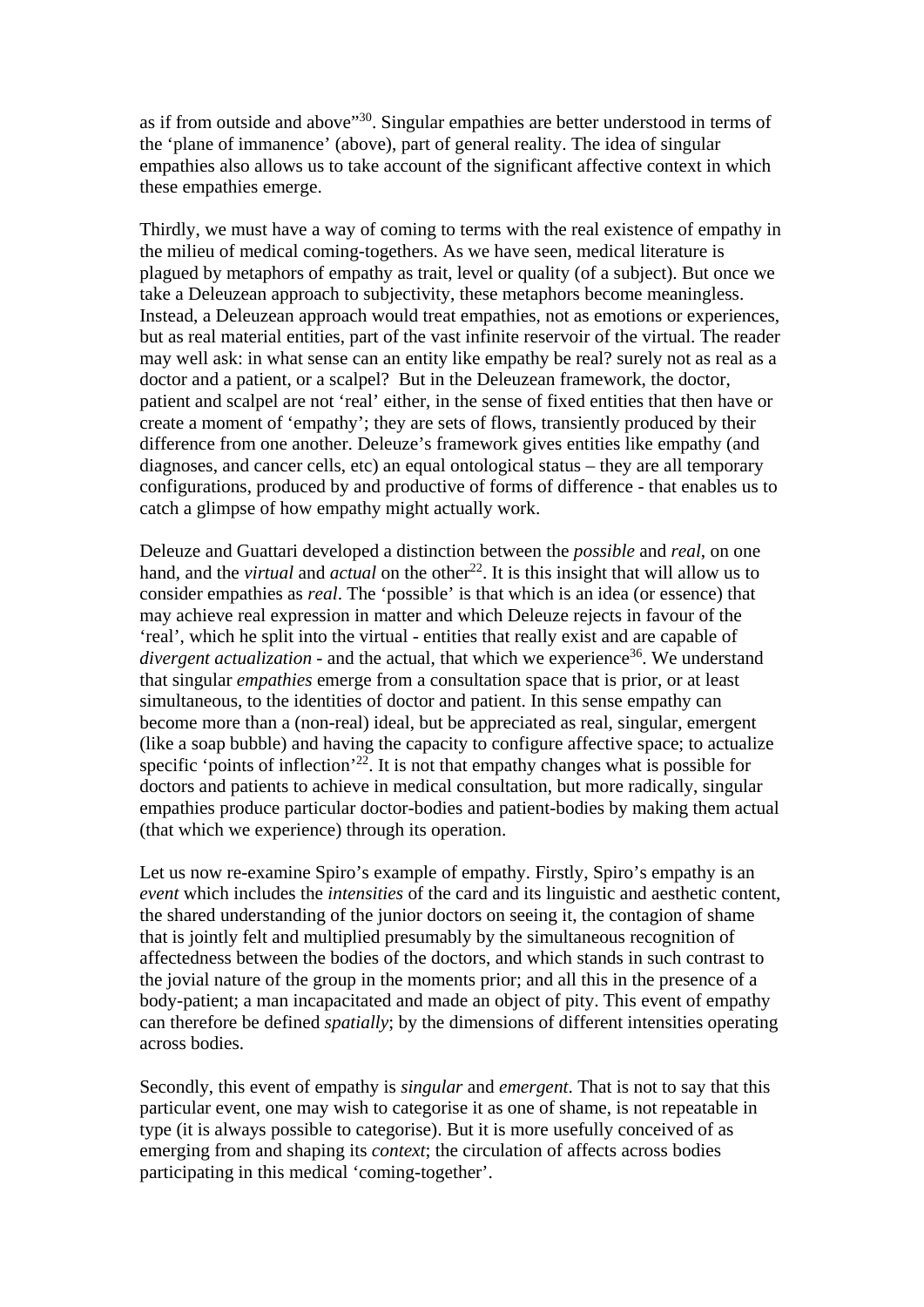as if from outside and above"[30]. Singular empathies are better understood in terms of the 'plane of immanence' (above), part of general reality. The idea of singular empathies also allows us to take account of the significant affective context in which these empathies emerge.

Thirdly, we must have a way of coming to terms with the real existence of empathy in the milieu of medical coming-togethers. As we have seen, medical literature is plagued by metaphors of empathy as trait, level or quality (of a subject). But once we take a Deleuzean approach to subjectivity, these metaphors become meaningless. Instead, a Deleuzean approach would treat empathies, not as emotions or experiences, but as real material entities, part of the vast infinite reservoir of the virtual. The reader may well ask: in what sense can an entity like empathy be real? surely not as real as a doctor and a patient, or a scalpel? But in the Deleuzean framework, the doctor, patient and scalpel are not 'real' either, in the sense of fixed entities that then have or create a moment of 'empathy'; they are sets of flows, transiently produced by their difference from one another. Deleuze's framework gives entities like empathy (and diagnoses, and cancer cells, etc) an equal ontological status – they are all temporary configurations, produced by and productive of forms of difference - that enables us to catch a glimpse of how empathy might actually work.

Deleuze and Guattari developed a distinction between the *possible* and *real*, on one hand, and the *virtual* and *actual* on the other[22]. It is this insight that will allow us to consider empathies as *real*. The 'possible' is that which is an idea (or essence) that may achieve real expression in matter and which Deleuze rejects in favour of the 'real', which he split into the virtual - entities that really exist and are capable of *divergent actualization* - and the actual, that which we experience[36]. We understand that singular *empathies* emerge from a consultation space that is prior, or at least simultaneous, to the identities of doctor and patient. In this sense empathy can become more than a (non-real) ideal, but be appreciated as real, singular, emergent (like a soap bubble) and having the capacity to configure affective space; to actualize specific 'points of inflection'[22]. It is not that empathy changes what is possible for doctors and patients to achieve in medical consultation, but more radically, singular empathies produce particular doctor-bodies and patient-bodies by making them actual (that which we experience) through its operation.

Let us now re-examine Spiro's example of empathy. Firstly, Spiro's empathy is an *event* which includes the *intensities* of the card and its linguistic and aesthetic content, the shared understanding of the junior doctors on seeing it, the contagion of shame that is jointly felt and multiplied presumably by the simultaneous recognition of affectedness between the bodies of the doctors, and which stands in such contrast to the jovial nature of the group in the moments prior; and all this in the presence of a body-patient; a man incapacitated and made an object of pity. This event of empathy can therefore be defined *spatially*; by the dimensions of different intensities operating across bodies.

Secondly, this event of empathy is *singular* and *emergent*. That is not to say that this particular event, one may wish to categorise it as one of shame, is not repeatable in type (it is always possible to categorise). But it is more usefully conceived of as emerging from and shaping its *context*; the circulation of affects across bodies participating in this medical 'coming-together'.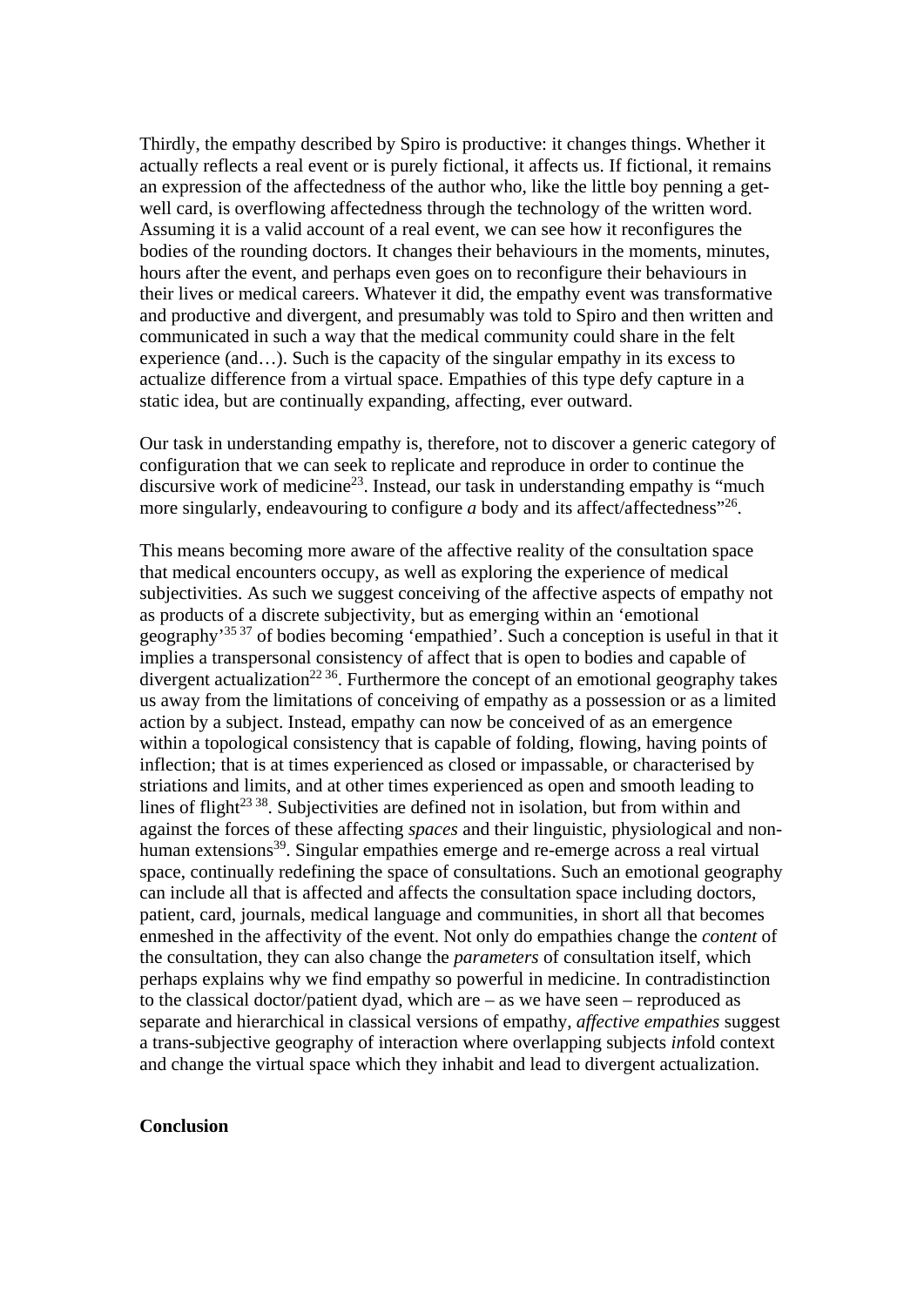Thirdly, the empathy described by Spiro is productive: it changes things. Whether it actually reflects a real event or is purely fictional, it affects us. If fictional, it remains an expression of the affectedness of the author who, like the little boy penning a get-well card, is overflowing affectedness through the technology of the written word. Assuming it is a valid account of a real event, we can see how it reconfigures the bodies of the rounding doctors. It changes their behaviours in the moments, minutes, hours after the event, and perhaps even goes on to reconfigure their behaviours in their lives or medical careers. Whatever it did, the empathy event was transformative and productive and divergent, and presumably was told to Spiro and then written and communicated in such a way that the medical community could share in the felt experience (and…). Such is the capacity of the singular empathy in its excess to actualize difference from a virtual space. Empathies of this type defy capture in a static idea, but are continually expanding, affecting, ever outward.

Our task in understanding empathy is, therefore, not to discover a generic category of configuration that we can seek to replicate and reproduce in order to continue the discursive work of medicine[23]. Instead, our task in understanding empathy is "much more singularly, endeavouring to configure *a* body and its affect/affectedness"[26].

This means becoming more aware of the affective reality of the consultation space that medical encounters occupy, as well as exploring the experience of medical subjectivities. As such we suggest conceiving of the affective aspects of empathy not as products of a discrete subjectivity, but as emerging within an 'emotional geography'[35 37] of bodies becoming 'empathied'. Such a conception is useful in that it implies a transpersonal consistency of affect that is open to bodies and capable of divergent actualization[22 36]. Furthermore the concept of an emotional geography takes us away from the limitations of conceiving of empathy as a possession or as a limited action by a subject. Instead, empathy can now be conceived of as an emergence within a topological consistency that is capable of folding, flowing, having points of inflection; that is at times experienced as closed or impassable, or characterised by striations and limits, and at other times experienced as open and smooth leading to lines of flight[23 38]. Subjectivities are defined not in isolation, but from within and against the forces of these affecting *spaces* and their linguistic, physiological and non-human extensions[39]. Singular empathies emerge and re-emerge across a real virtual space, continually redefining the space of consultations. Such an emotional geography can include all that is affected and affects the consultation space including doctors, patient, card, journals, medical language and communities, in short all that becomes enmeshed in the affectivity of the event. Not only do empathies change the *content* of the consultation, they can also change the *parameters* of consultation itself, which perhaps explains why we find empathy so powerful in medicine. In contradistinction to the classical doctor/patient dyad, which are – as we have seen – reproduced as separate and hierarchical in classical versions of empathy, *affective empathies* suggest a trans-subjective geography of interaction where overlapping subjects *in*fold context and change the virtual space which they inhabit and lead to divergent actualization.

**Conclusion**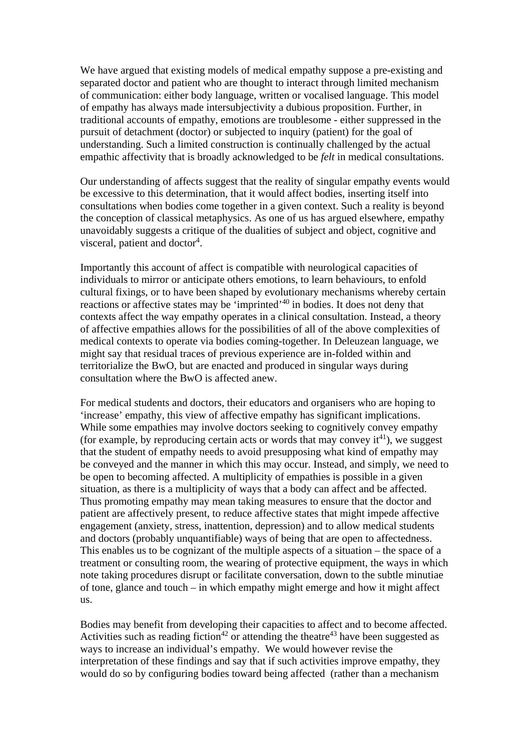We have argued that existing models of medical empathy suppose a pre-existing and separated doctor and patient who are thought to interact through limited mechanism of communication: either body language, written or vocalised language. This model of empathy has always made intersubjectivity a dubious proposition. Further, in traditional accounts of empathy, emotions are troublesome - either suppressed in the pursuit of detachment (doctor) or subjected to inquiry (patient) for the goal of understanding. Such a limited construction is continually challenged by the actual empathic affectivity that is broadly acknowledged to be *felt* in medical consultations.

Our understanding of affects suggest that the reality of singular empathy events would be excessive to this determination, that it would affect bodies, inserting itself into consultations when bodies come together in a given context. Such a reality is beyond the conception of classical metaphysics. As one of us has argued elsewhere, empathy unavoidably suggests a critique of the dualities of subject and object, cognitive and visceral, patient and doctor[4].

Importantly this account of affect is compatible with neurological capacities of individuals to mirror or anticipate others emotions, to learn behaviours, to enfold cultural fixings, or to have been shaped by evolutionary mechanisms whereby certain reactions or affective states may be 'imprinted'[40] in bodies. It does not deny that contexts affect the way empathy operates in a clinical consultation. Instead, a theory of affective empathies allows for the possibilities of all of the above complexities of medical contexts to operate via bodies coming-together. In Deleuzean language, we might say that residual traces of previous experience are in-folded within and territorialize the BwO, but are enacted and produced in singular ways during consultation where the BwO is affected anew.

For medical students and doctors, their educators and organisers who are hoping to 'increase' empathy, this view of affective empathy has significant implications. While some empathies may involve doctors seeking to cognitively convey empathy (for example, by reproducing certain acts or words that may convey it[41]), we suggest that the student of empathy needs to avoid presupposing what kind of empathy may be conveyed and the manner in which this may occur. Instead, and simply, we need to be open to becoming affected. A multiplicity of empathies is possible in a given situation, as there is a multiplicity of ways that a body can affect and be affected. Thus promoting empathy may mean taking measures to ensure that the doctor and patient are affectively present, to reduce affective states that might impede affective engagement (anxiety, stress, inattention, depression) and to allow medical students and doctors (probably unquantifiable) ways of being that are open to affectedness. This enables us to be cognizant of the multiple aspects of a situation – the space of a treatment or consulting room, the wearing of protective equipment, the ways in which note taking procedures disrupt or facilitate conversation, down to the subtle minutiae of tone, glance and touch – in which empathy might emerge and how it might affect us.

Bodies may benefit from developing their capacities to affect and to become affected. Activities such as reading fiction[42] or attending the theatre[43] have been suggested as ways to increase an individual's empathy. We would however revise the interpretation of these findings and say that if such activities improve empathy, they would do so by configuring bodies toward being affected (rather than a mechanism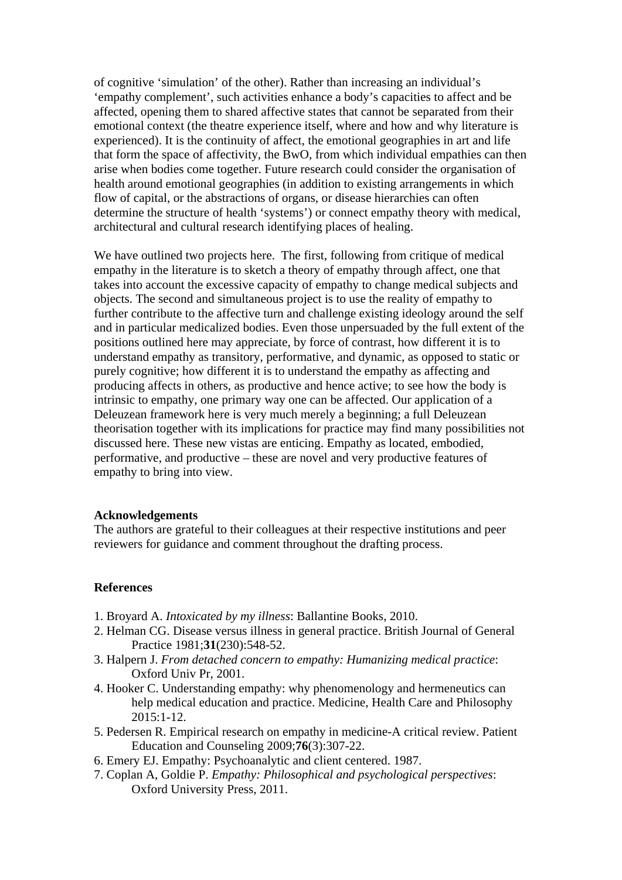of cognitive 'simulation' of the other). Rather than increasing an individual's 'empathy complement', such activities enhance a body's capacities to affect and be affected, opening them to shared affective states that cannot be separated from their emotional context (the theatre experience itself, where and how and why literature is experienced). It is the continuity of affect, the emotional geographies in art and life that form the space of affectivity, the BwO, from which individual empathies can then arise when bodies come together. Future research could consider the organisation of health around emotional geographies (in addition to existing arrangements in which flow of capital, or the abstractions of organs, or disease hierarchies can often determine the structure of health 'systems') or connect empathy theory with medical, architectural and cultural research identifying places of healing.

We have outlined two projects here. The first, following from critique of medical empathy in the literature is to sketch a theory of empathy through affect, one that takes into account the excessive capacity of empathy to change medical subjects and objects. The second and simultaneous project is to use the reality of empathy to further contribute to the affective turn and challenge existing ideology around the self and in particular medicalized bodies. Even those unpersuaded by the full extent of the positions outlined here may appreciate, by force of contrast, how different it is to understand empathy as transitory, performative, and dynamic, as opposed to static or purely cognitive; how different it is to understand the empathy as affecting and producing affects in others, as productive and hence active; to see how the body is intrinsic to empathy, one primary way one can be affected. Our application of a Deleuzean framework here is very much merely a beginning; a full Deleuzean theorisation together with its implications for practice may find many possibilities not discussed here. These new vistas are enticing. Empathy as located, embodied, performative, and productive – these are novel and very productive features of empathy to bring into view.

**Acknowledgements**

The authors are grateful to their colleagues at their respective institutions and peer reviewers for guidance and comment throughout the drafting process.

**References**

1. Broyard A. *Intoxicated by my illness*: Ballantine Books, 2010.
2. Helman CG. Disease versus illness in general practice. British Journal of General Practice 1981;**31**(230):548-52.
3. Halpern J. *From detached concern to empathy: Humanizing medical practice*: Oxford Univ Pr, 2001.
4. Hooker C. Understanding empathy: why phenomenology and hermeneutics can help medical education and practice. Medicine, Health Care and Philosophy 2015:1-12.
5. Pedersen R. Empirical research on empathy in medicine-A critical review. Patient Education and Counseling 2009;**76**(3):307-22.
6. Emery EJ. Empathy: Psychoanalytic and client centered. 1987.
7. Coplan A, Goldie P. *Empathy: Philosophical and psychological perspectives*: Oxford University Press, 2011.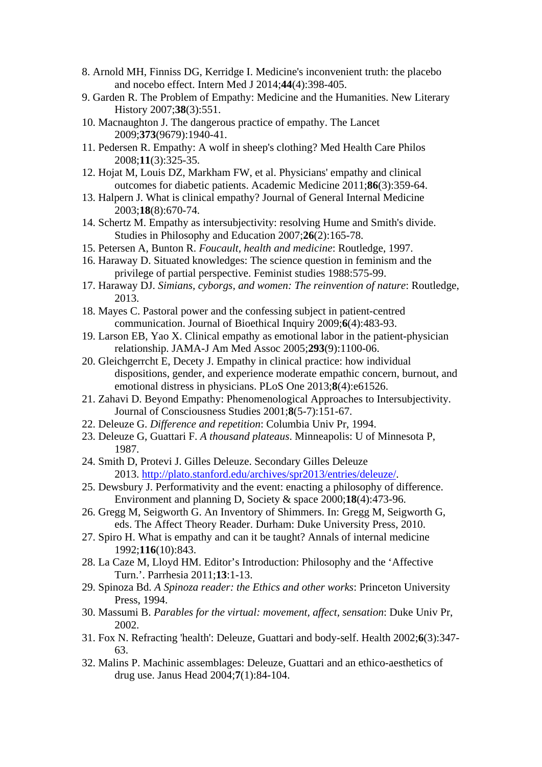8. Arnold MH, Finniss DG, Kerridge I. Medicine's inconvenient truth: the placebo and nocebo effect. Intern Med J 2014;**44**(4):398-405.
9. Garden R. The Problem of Empathy: Medicine and the Humanities. New Literary History 2007;**38**(3):551.
10. Macnaughton J. The dangerous practice of empathy. The Lancet 2009;**373**(9679):1940-41.
11. Pedersen R. Empathy: A wolf in sheep's clothing? Med Health Care Philos 2008;**11**(3):325-35.
12. Hojat M, Louis DZ, Markham FW, et al. Physicians' empathy and clinical outcomes for diabetic patients. Academic Medicine 2011;**86**(3):359-64.
13. Halpern J. What is clinical empathy? Journal of General Internal Medicine 2003;**18**(8):670-74.
14. Schertz M. Empathy as intersubjectivity: resolving Hume and Smith's divide. Studies in Philosophy and Education 2007;**26**(2):165-78.
15. Petersen A, Bunton R. *Foucault, health and medicine*: Routledge, 1997.
16. Haraway D. Situated knowledges: The science question in feminism and the privilege of partial perspective. Feminist studies 1988:575-99.
17. Haraway DJ. *Simians, cyborgs, and women: The reinvention of nature*: Routledge, 2013.
18. Mayes C. Pastoral power and the confessing subject in patient-centred communication. Journal of Bioethical Inquiry 2009;**6**(4):483-93.
19. Larson EB, Yao X. Clinical empathy as emotional labor in the patient-physician relationship. JAMA-J Am Med Assoc 2005;**293**(9):1100-06.
20. Gleichgerrcht E, Decety J. Empathy in clinical practice: how individual dispositions, gender, and experience moderate empathic concern, burnout, and emotional distress in physicians. PLoS One 2013;**8**(4):e61526.
21. Zahavi D. Beyond Empathy: Phenomenological Approaches to Intersubjectivity. Journal of Consciousness Studies 2001;**8**(5-7):151-67.
22. Deleuze G. *Difference and repetition*: Columbia Univ Pr, 1994.
23. Deleuze G, Guattari F. *A thousand plateaus*. Minneapolis: U of Minnesota P, 1987.
24. Smith D, Protevi J. Gilles Deleuze. Secondary Gilles Deleuze 2013. [http://plato.stanford.edu/archives/spr2013/entries/deleuze/](http://plato.stanford.edu/archives/spr2013/entries/deleuze/).
25. Dewsbury J. Performativity and the event: enacting a philosophy of difference. Environment and planning D, Society & space 2000;**18**(4):473-96.
26. Gregg M, Seigworth G. An Inventory of Shimmers. In: Gregg M, Seigworth G, eds. The Affect Theory Reader. Durham: Duke University Press, 2010.
27. Spiro H. What is empathy and can it be taught? Annals of internal medicine 1992;**116**(10):843.
28. La Caze M, Lloyd HM. Editor’s Introduction: Philosophy and the ‘Affective Turn.’. Parrhesia 2011;**13**:1-13.
29. Spinoza Bd. *A Spinoza reader: the Ethics and other works*: Princeton University Press, 1994.
30. Massumi B. *Parables for the virtual: movement, affect, sensation*: Duke Univ Pr, 2002.
31. Fox N. Refracting 'health': Deleuze, Guattari and body-self. Health 2002;**6**(3):347-63.
32. Malins P. Machinic assemblages: Deleuze, Guattari and an ethico-aesthetics of drug use. Janus Head 2004;**7**(1):84-104.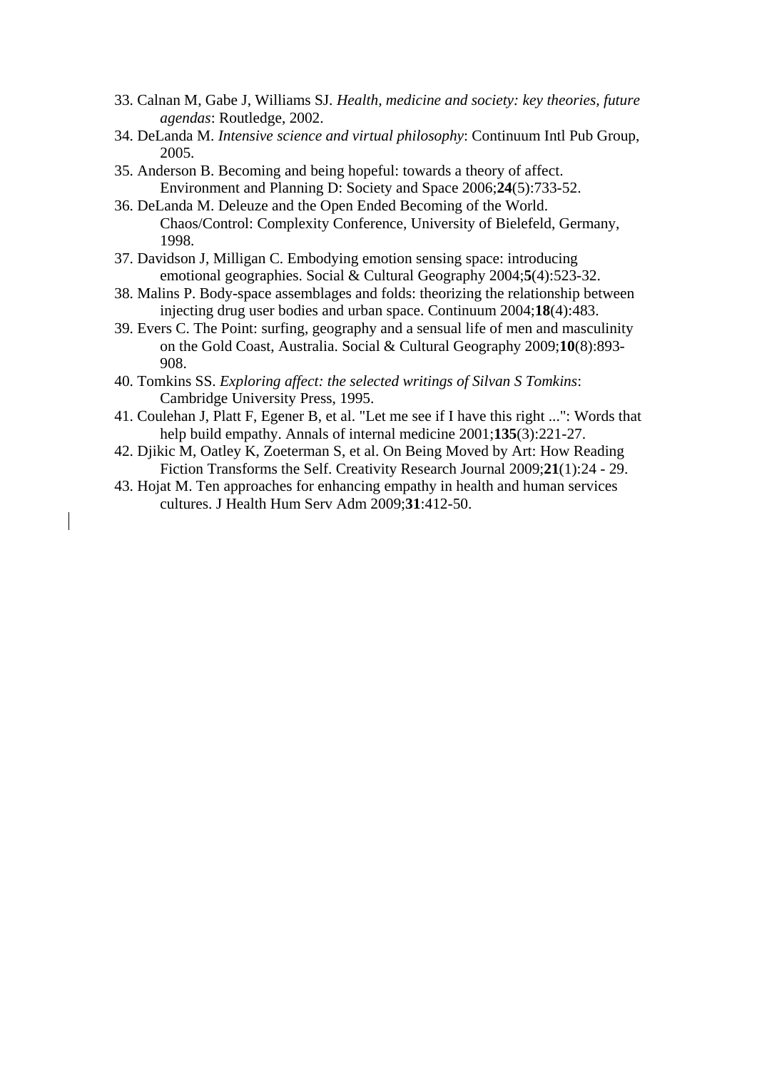33. Calnan M, Gabe J, Williams SJ. *Health, medicine and society: key theories, future agendas*: Routledge, 2002.
34. DeLanda M. *Intensive science and virtual philosophy*: Continuum Intl Pub Group, 2005.
35. Anderson B. Becoming and being hopeful: towards a theory of affect. Environment and Planning D: Society and Space 2006;**24**(5):733-52.
36. DeLanda M. Deleuze and the Open Ended Becoming of the World. Chaos/Control: Complexity Conference, University of Bielefeld, Germany, 1998.
37. Davidson J, Milligan C. Embodying emotion sensing space: introducing emotional geographies. Social & Cultural Geography 2004;**5**(4):523-32.
38. Malins P. Body-space assemblages and folds: theorizing the relationship between injecting drug user bodies and urban space. Continuum 2004;**18**(4):483.
39. Evers C. The Point: surfing, geography and a sensual life of men and masculinity on the Gold Coast, Australia. Social & Cultural Geography 2009;**10**(8):893-908.
40. Tomkins SS. *Exploring affect: the selected writings of Silvan S Tomkins*: Cambridge University Press, 1995.
41. Coulehan J, Platt F, Egener B, et al. "Let me see if I have this right ...": Words that help build empathy. Annals of internal medicine 2001;**135**(3):221-27.
42. Djikic M, Oatley K, Zoeterman S, et al. On Being Moved by Art: How Reading Fiction Transforms the Self. Creativity Research Journal 2009;**21**(1):24 - 29.
43. Hojat M. Ten approaches for enhancing empathy in health and human services cultures. J Health Hum Serv Adm 2009;**31**:412-50.